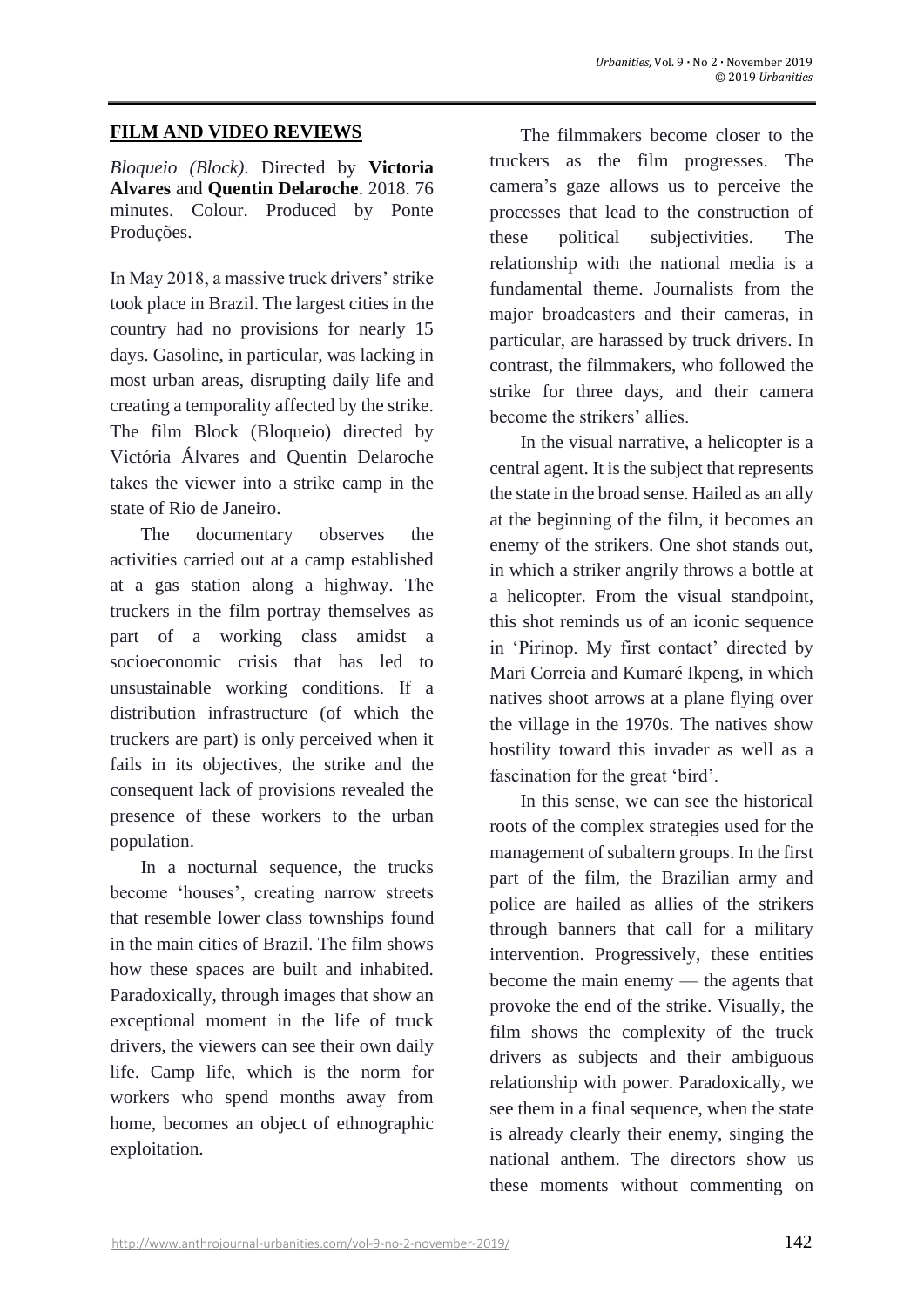## FILM AND VIDEO REVIEWS

*Bloqueio (Block)*. Directed by **Victoria Alvares** and **Quentin Delaroche**. 2018. 76 minutes. Colour. Produced by Ponte Produções.

In May 2018, a massive truck drivers' strike took place in Brazil. The largest cities in the country had no provisions for nearly 15 days. Gasoline, in particular, was lacking in most urban areas, disrupting daily life and creating a temporality affected by the strike. The film Block (Bloqueio) directed by Victória Álvares and Quentin Delaroche takes the viewer into a strike camp in the state of Rio de Janeiro.

The documentary observes the activities carried out at a camp established at a gas station along a highway. The truckers in the film portray themselves as part of a working class amidst a socioeconomic crisis that has led to unsustainable working conditions. If a distribution infrastructure (of which the truckers are part) is only perceived when it fails in its objectives, the strike and the consequent lack of provisions revealed the presence of these workers to the urban population.

In a nocturnal sequence, the trucks become 'houses', creating narrow streets that resemble lower class townships found in the main cities of Brazil. The film shows how these spaces are built and inhabited. Paradoxically, through images that show an exceptional moment in the life of truck drivers, the viewers can see their own daily life. Camp life, which is the norm for workers who spend months away from home, becomes an object of ethnographic exploitation.

The filmmakers become closer to the truckers as the film progresses. The camera's gaze allows us to perceive the processes that lead to the construction of these political subjectivities. The relationship with the national media is a fundamental theme. Journalists from the major broadcasters and their cameras, in particular, are harassed by truck drivers. In contrast, the filmmakers, who followed the strike for three days, and their camera become the strikers' allies.

In the visual narrative, a helicopter is a central agent. It is the subject that represents the state in the broad sense. Hailed as an ally at the beginning of the film, it becomes an enemy of the strikers. One shot stands out, in which a striker angrily throws a bottle at a helicopter. From the visual standpoint, this shot reminds us of an iconic sequence in 'Pirinop. My first contact' directed by Mari Correia and Kumaré Ikpeng, in which natives shoot arrows at a plane flying over the village in the 1970s. The natives show hostility toward this invader as well as a fascination for the great 'bird'.

In this sense, we can see the historical roots of the complex strategies used for the management of subaltern groups. In the first part of the film, the Brazilian army and police are hailed as allies of the strikers through banners that call for a military intervention. Progressively, these entities become the main enemy — the agents that provoke the end of the strike. Visually, the film shows the complexity of the truck drivers as subjects and their ambiguous relationship with power. Paradoxically, we see them in a final sequence, when the state is already clearly their enemy, singing the national anthem. The directors show us these moments without commenting on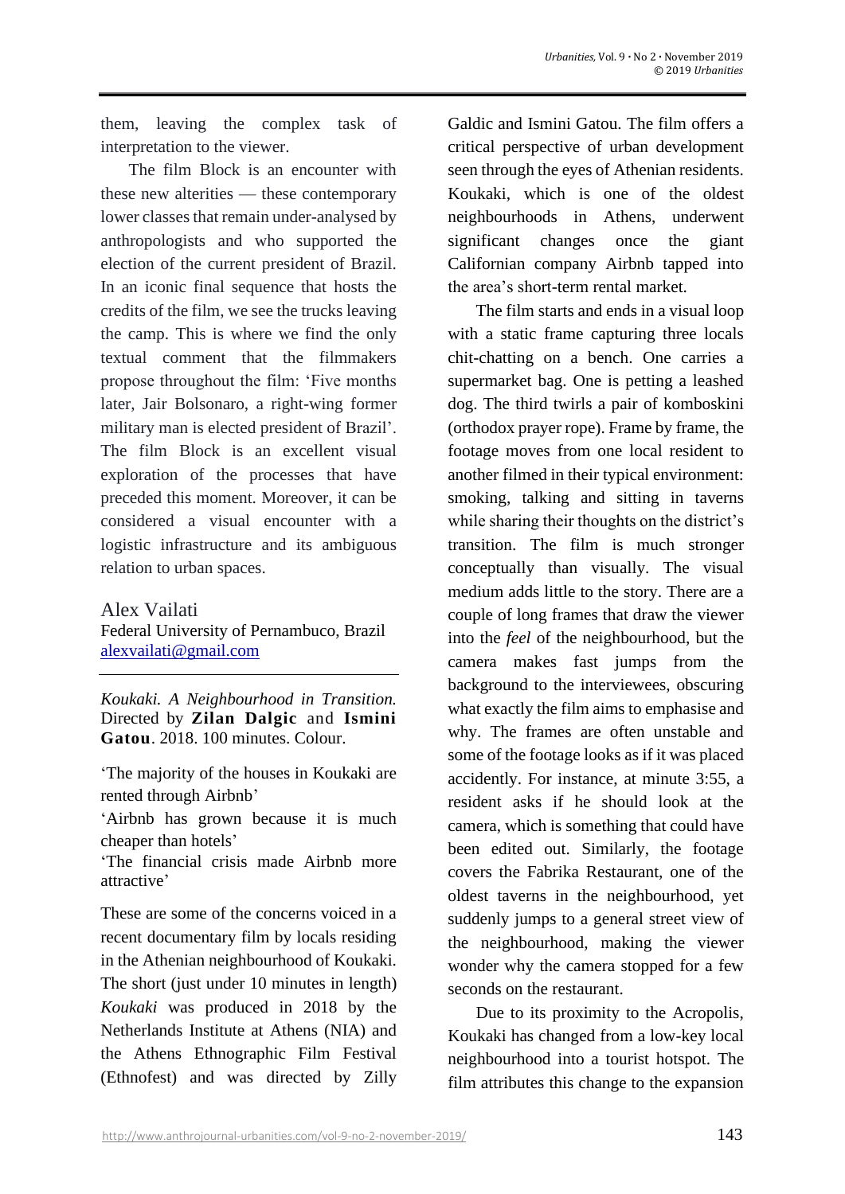them, leaving the complex task of interpretation to the viewer.

The film Block is an encounter with these new alterities — these contemporary lower classes that remain under-analysed by anthropologists and who supported the election of the current president of Brazil. In an iconic final sequence that hosts the credits of the film, we see the trucks leaving the camp. This is where we find the only textual comment that the filmmakers propose throughout the film: 'Five months later, Jair Bolsonaro, a right-wing former military man is elected president of Brazil'. The film Block is an excellent visual exploration of the processes that have preceded this moment. Moreover, it can be considered a visual encounter with a logistic infrastructure and its ambiguous relation to urban spaces.

Alex Vailati
Federal University of Pernambuco, Brazil
alexvailati@gmail.com

---

*Koukaki. A Neighbourhood in Transition.* Directed by **Zilan Dalgic** and **Ismini Gatou**. 2018. 100 minutes. Colour.

'The majority of the houses in Koukaki are rented through Airbnb'

'Airbnb has grown because it is much cheaper than hotels'

'The financial crisis made Airbnb more attractive'

These are some of the concerns voiced in a recent documentary film by locals residing in the Athenian neighbourhood of Koukaki. The short (just under 10 minutes in length) *Koukaki* was produced in 2018 by the Netherlands Institute at Athens (NIA) and the Athens Ethnographic Film Festival (Ethnofest) and was directed by Zilly Galdic and Ismini Gatou. The film offers a critical perspective of urban development seen through the eyes of Athenian residents. Koukaki, which is one of the oldest neighbourhoods in Athens, underwent significant changes once the giant Californian company Airbnb tapped into the area's short-term rental market.

The film starts and ends in a visual loop with a static frame capturing three locals chit-chatting on a bench. One carries a supermarket bag. One is petting a leashed dog. The third twirls a pair of komboskini (orthodox prayer rope). Frame by frame, the footage moves from one local resident to another filmed in their typical environment: smoking, talking and sitting in taverns while sharing their thoughts on the district's transition. The film is much stronger conceptually than visually. The visual medium adds little to the story. There are a couple of long frames that draw the viewer into the *feel* of the neighbourhood, but the camera makes fast jumps from the background to the interviewees, obscuring what exactly the film aims to emphasise and why. The frames are often unstable and some of the footage looks as if it was placed accidently. For instance, at minute 3:55, a resident asks if he should look at the camera, which is something that could have been edited out. Similarly, the footage covers the Fabrika Restaurant, one of the oldest taverns in the neighbourhood, yet suddenly jumps to a general street view of the neighbourhood, making the viewer wonder why the camera stopped for a few seconds on the restaurant.

Due to its proximity to the Acropolis, Koukaki has changed from a low-key local neighbourhood into a tourist hotspot. The film attributes this change to the expansion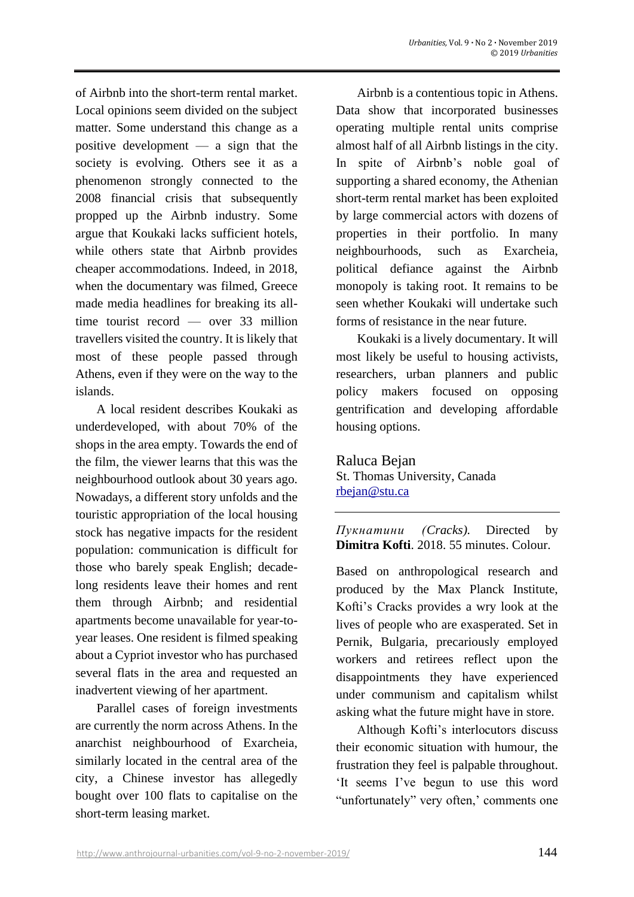of Airbnb into the short-term rental market. Local opinions seem divided on the subject matter. Some understand this change as a positive development — a sign that the society is evolving. Others see it as a phenomenon strongly connected to the 2008 financial crisis that subsequently propped up the Airbnb industry. Some argue that Koukaki lacks sufficient hotels, while others state that Airbnb provides cheaper accommodations. Indeed, in 2018, when the documentary was filmed, Greece made media headlines for breaking its all-time tourist record — over 33 million travellers visited the country. It is likely that most of these people passed through Athens, even if they were on the way to the islands.

A local resident describes Koukaki as underdeveloped, with about 70% of the shops in the area empty. Towards the end of the film, the viewer learns that this was the neighbourhood outlook about 30 years ago. Nowadays, a different story unfolds and the touristic appropriation of the local housing stock has negative impacts for the resident population: communication is difficult for those who barely speak English; decade-long residents leave their homes and rent them through Airbnb; and residential apartments become unavailable for year-to-year leases. One resident is filmed speaking about a Cypriot investor who has purchased several flats in the area and requested an inadvertent viewing of her apartment.

Parallel cases of foreign investments are currently the norm across Athens. In the anarchist neighbourhood of Exarcheia, similarly located in the central area of the city, a Chinese investor has allegedly bought over 100 flats to capitalise on the short-term leasing market.

Airbnb is a contentious topic in Athens. Data show that incorporated businesses operating multiple rental units comprise almost half of all Airbnb listings in the city. In spite of Airbnb's noble goal of supporting a shared economy, the Athenian short-term rental market has been exploited by large commercial actors with dozens of properties in their portfolio. In many neighbourhoods, such as Exarcheia, political defiance against the Airbnb monopoly is taking root. It remains to be seen whether Koukaki will undertake such forms of resistance in the near future.

Koukaki is a lively documentary. It will most likely be useful to housing activists, researchers, urban planners and public policy makers focused on opposing gentrification and developing affordable housing options.

Raluca Bejan
St. Thomas University, Canada
rbejan@stu.ca

---

*Пукнатини (Cracks).* Directed by **Dimitra Kofti**. 2018. 55 minutes. Colour.

Based on anthropological research and produced by the Max Planck Institute, Kofti's Cracks provides a wry look at the lives of people who are exasperated. Set in Pernik, Bulgaria, precariously employed workers and retirees reflect upon the disappointments they have experienced under communism and capitalism whilst asking what the future might have in store.

Although Kofti's interlocutors discuss their economic situation with humour, the frustration they feel is palpable throughout. 'It seems I've begun to use this word "unfortunately" very often,' comments one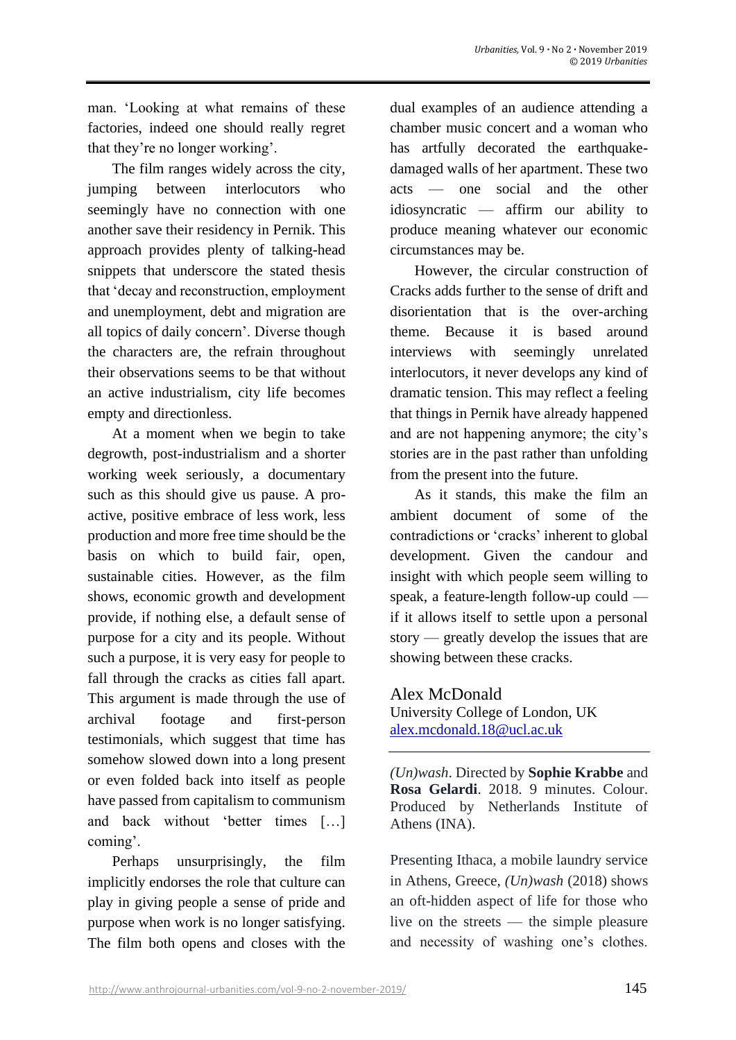man. 'Looking at what remains of these factories, indeed one should really regret that they're no longer working'.

The film ranges widely across the city, jumping between interlocutors who seemingly have no connection with one another save their residency in Pernik. This approach provides plenty of talking-head snippets that underscore the stated thesis that 'decay and reconstruction, employment and unemployment, debt and migration are all topics of daily concern'. Diverse though the characters are, the refrain throughout their observations seems to be that without an active industrialism, city life becomes empty and directionless.

At a moment when we begin to take degrowth, post-industrialism and a shorter working week seriously, a documentary such as this should give us pause. A pro-active, positive embrace of less work, less production and more free time should be the basis on which to build fair, open, sustainable cities. However, as the film shows, economic growth and development provide, if nothing else, a default sense of purpose for a city and its people. Without such a purpose, it is very easy for people to fall through the cracks as cities fall apart. This argument is made through the use of archival footage and first-person testimonials, which suggest that time has somehow slowed down into a long present or even folded back into itself as people have passed from capitalism to communism and back without 'better times […] coming'.

Perhaps unsurprisingly, the film implicitly endorses the role that culture can play in giving people a sense of pride and purpose when work is no longer satisfying. The film both opens and closes with the dual examples of an audience attending a chamber music concert and a woman who has artfully decorated the earthquake-damaged walls of her apartment. These two acts — one social and the other idiosyncratic — affirm our ability to produce meaning whatever our economic circumstances may be.

However, the circular construction of Cracks adds further to the sense of drift and disorientation that is the over-arching theme. Because it is based around interviews with seemingly unrelated interlocutors, it never develops any kind of dramatic tension. This may reflect a feeling that things in Pernik have already happened and are not happening anymore; the city's stories are in the past rather than unfolding from the present into the future.

As it stands, this make the film an ambient document of some of the contradictions or 'cracks' inherent to global development. Given the candour and insight with which people seem willing to speak, a feature-length follow-up could — if it allows itself to settle upon a personal story — greatly develop the issues that are showing between these cracks.

Alex McDonald
University College of London, UK
alex.mcdonald.18@ucl.ac.uk

---

*(Un)wash*. Directed by **Sophie Krabbe** and **Rosa Gelardi**. 2018. 9 minutes. Colour. Produced by Netherlands Institute of Athens (INA).

Presenting Ithaca, a mobile laundry service in Athens, Greece, *(Un)wash* (2018) shows an oft-hidden aspect of life for those who live on the streets — the simple pleasure and necessity of washing one's clothes.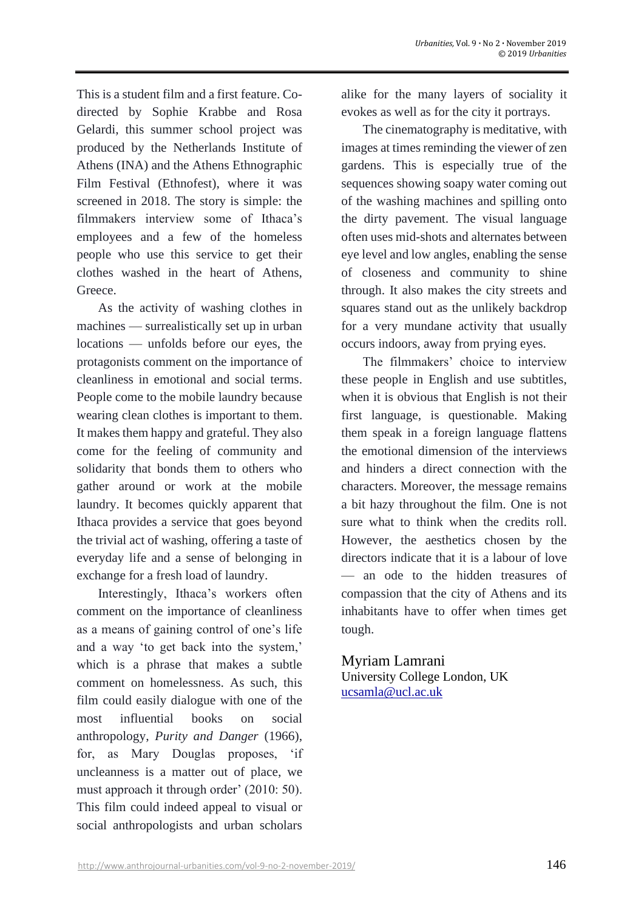This is a student film and a first feature. Co-directed by Sophie Krabbe and Rosa Gelardi, this summer school project was produced by the Netherlands Institute of Athens (INA) and the Athens Ethnographic Film Festival (Ethnofest), where it was screened in 2018. The story is simple: the filmmakers interview some of Ithaca's employees and a few of the homeless people who use this service to get their clothes washed in the heart of Athens, Greece.

As the activity of washing clothes in machines — surrealistically set up in urban locations — unfolds before our eyes, the protagonists comment on the importance of cleanliness in emotional and social terms. People come to the mobile laundry because wearing clean clothes is important to them. It makes them happy and grateful. They also come for the feeling of community and solidarity that bonds them to others who gather around or work at the mobile laundry. It becomes quickly apparent that Ithaca provides a service that goes beyond the trivial act of washing, offering a taste of everyday life and a sense of belonging in exchange for a fresh load of laundry.

Interestingly, Ithaca's workers often comment on the importance of cleanliness as a means of gaining control of one's life and a way 'to get back into the system,' which is a phrase that makes a subtle comment on homelessness. As such, this film could easily dialogue with one of the most influential books on social anthropology, *Purity and Danger* (1966), for, as Mary Douglas proposes, 'if uncleanness is a matter out of place, we must approach it through order' (2010: 50). This film could indeed appeal to visual or social anthropologists and urban scholars alike for the many layers of sociality it evokes as well as for the city it portrays.

The cinematography is meditative, with images at times reminding the viewer of zen gardens. This is especially true of the sequences showing soapy water coming out of the washing machines and spilling onto the dirty pavement. The visual language often uses mid-shots and alternates between eye level and low angles, enabling the sense of closeness and community to shine through. It also makes the city streets and squares stand out as the unlikely backdrop for a very mundane activity that usually occurs indoors, away from prying eyes.

The filmmakers' choice to interview these people in English and use subtitles, when it is obvious that English is not their first language, is questionable. Making them speak in a foreign language flattens the emotional dimension of the interviews and hinders a direct connection with the characters. Moreover, the message remains a bit hazy throughout the film. One is not sure what to think when the credits roll. However, the aesthetics chosen by the directors indicate that it is a labour of love — an ode to the hidden treasures of compassion that the city of Athens and its inhabitants have to offer when times get tough.

Myriam Lamrani
University College London, UK
ucsamla@ucl.ac.uk